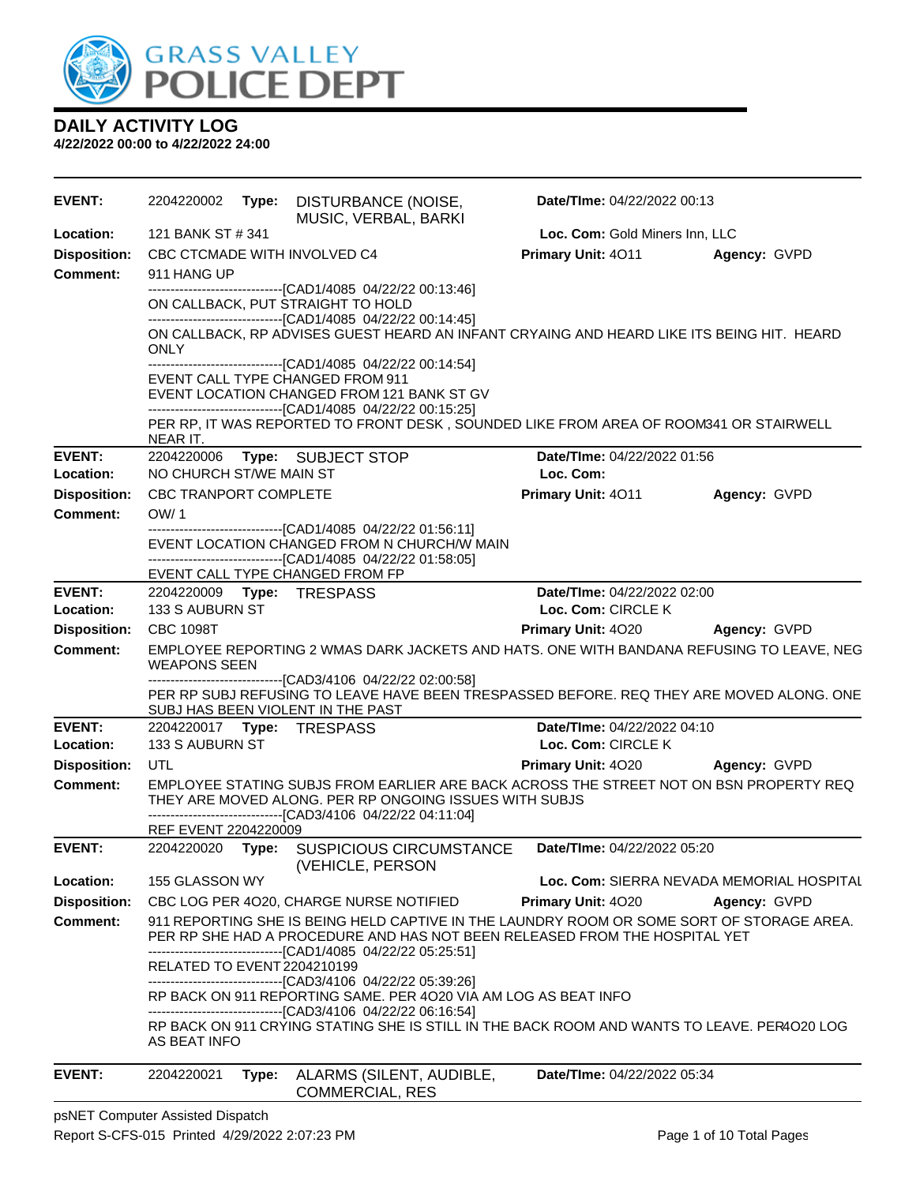GRASS VALLEY POLICE DEPT

# DAILY ACTIVITY LOG

**4/22/2022 00:00 to 4/22/2022 24:00**

---

**EVENT:** 2204220002 **Type:** DISTURBANCE (NOISE, MUSIC, VERBAL, BARKI **Date/TIme:** 04/22/2022 00:13
**Location:** 121 BANK ST # 341 **Loc. Com:** Gold Miners Inn, LLC
**Disposition:** CBC CTCMADE WITH INVOLVED C4 **Primary Unit:** 4O11 **Agency:** GVPD
**Comment:** 911 HANG UP

------------------------------[CAD1/4085 04/22/22 00:13:46]
ON CALLBACK, PUT STRAIGHT TO HOLD
------------------------------[CAD1/4085 04/22/22 00:14:45]
ON CALLBACK, RP ADVISES GUEST HEARD AN INFANT CRYAING AND HEARD LIKE ITS BEING HIT. HEARD ONLY
------------------------------[CAD1/4085 04/22/22 00:14:54]
EVENT CALL TYPE CHANGED FROM 911
EVENT LOCATION CHANGED FROM 121 BANK ST GV
------------------------------[CAD1/4085 04/22/22 00:15:25]
PER RP, IT WAS REPORTED TO FRONT DESK , SOUNDED LIKE FROM AREA OF ROOM341 OR STAIRWELL NEAR IT.

---

**EVENT:** 2204220006 **Type:** SUBJECT STOP **Date/TIme:** 04/22/2022 01:56
**Location:** NO CHURCH ST/WE MAIN ST **Loc. Com:**
**Disposition:** CBC TRANPORT COMPLETE **Primary Unit:** 4O11 **Agency:** GVPD
**Comment:** OW/ 1

------------------------------[CAD1/4085 04/22/22 01:56:11]
EVENT LOCATION CHANGED FROM N CHURCH/W MAIN
------------------------------[CAD1/4085 04/22/22 01:58:05]
EVENT CALL TYPE CHANGED FROM FP

---

**EVENT:** 2204220009 **Type:** TRESPASS **Date/TIme:** 04/22/2022 02:00
**Location:** 133 S AUBURN ST **Loc. Com:** CIRCLE K
**Disposition:** CBC 1098T **Primary Unit:** 4O20 **Agency:** GVPD
**Comment:** EMPLOYEE REPORTING 2 WMAS DARK JACKETS AND HATS. ONE WITH BANDANA REFUSING TO LEAVE, NEG WEAPONS SEEN

------------------------------[CAD3/4106 04/22/22 02:00:58]
PER RP SUBJ REFUSING TO LEAVE HAVE BEEN TRESPASSED BEFORE. REQ THEY ARE MOVED ALONG. ONE SUBJ HAS BEEN VIOLENT IN THE PAST

---

**EVENT:** 2204220017 **Type:** TRESPASS **Date/TIme:** 04/22/2022 04:10
**Location:** 133 S AUBURN ST **Loc. Com:** CIRCLE K
**Disposition:** UTL **Primary Unit:** 4O20 **Agency:** GVPD
**Comment:** EMPLOYEE STATING SUBJS FROM EARLIER ARE BACK ACROSS THE STREET NOT ON BSN PROPERTY REQ THEY ARE MOVED ALONG. PER RP ONGOING ISSUES WITH SUBJS

------------------------------[CAD3/4106 04/22/22 04:11:04]
REF EVENT 2204220009

---

**EVENT:** 2204220020 **Type:** SUSPICIOUS CIRCUMSTANCE (VEHICLE, PERSON **Date/TIme:** 04/22/2022 05:20
**Location:** 155 GLASSON WY **Loc. Com:** SIERRA NEVADA MEMORIAL HOSPITAL
**Disposition:** CBC LOG PER 4O20, CHARGE NURSE NOTIFIED **Primary Unit:** 4O20 **Agency:** GVPD
**Comment:** 911 REPORTING SHE IS BEING HELD CAPTIVE IN THE LAUNDRY ROOM OR SOME SORT OF STORAGE AREA. PER RP SHE HAD A PROCEDURE AND HAS NOT BEEN RELEASED FROM THE HOSPITAL YET

------------------------------[CAD1/4085 04/22/22 05:25:51]
RELATED TO EVENT 2204210199
------------------------------[CAD3/4106 04/22/22 05:39:26]
RP BACK ON 911 REPORTING SAME. PER 4O20 VIA AM LOG AS BEAT INFO
------------------------------[CAD3/4106 04/22/22 06:16:54]
RP BACK ON 911 CRYING STATING SHE IS STILL IN THE BACK ROOM AND WANTS TO LEAVE. PER4O20 LOG AS BEAT INFO

---

**EVENT:** 2204220021 **Type:** ALARMS (SILENT, AUDIBLE, COMMERCIAL, RES **Date/TIme:** 04/22/2022 05:34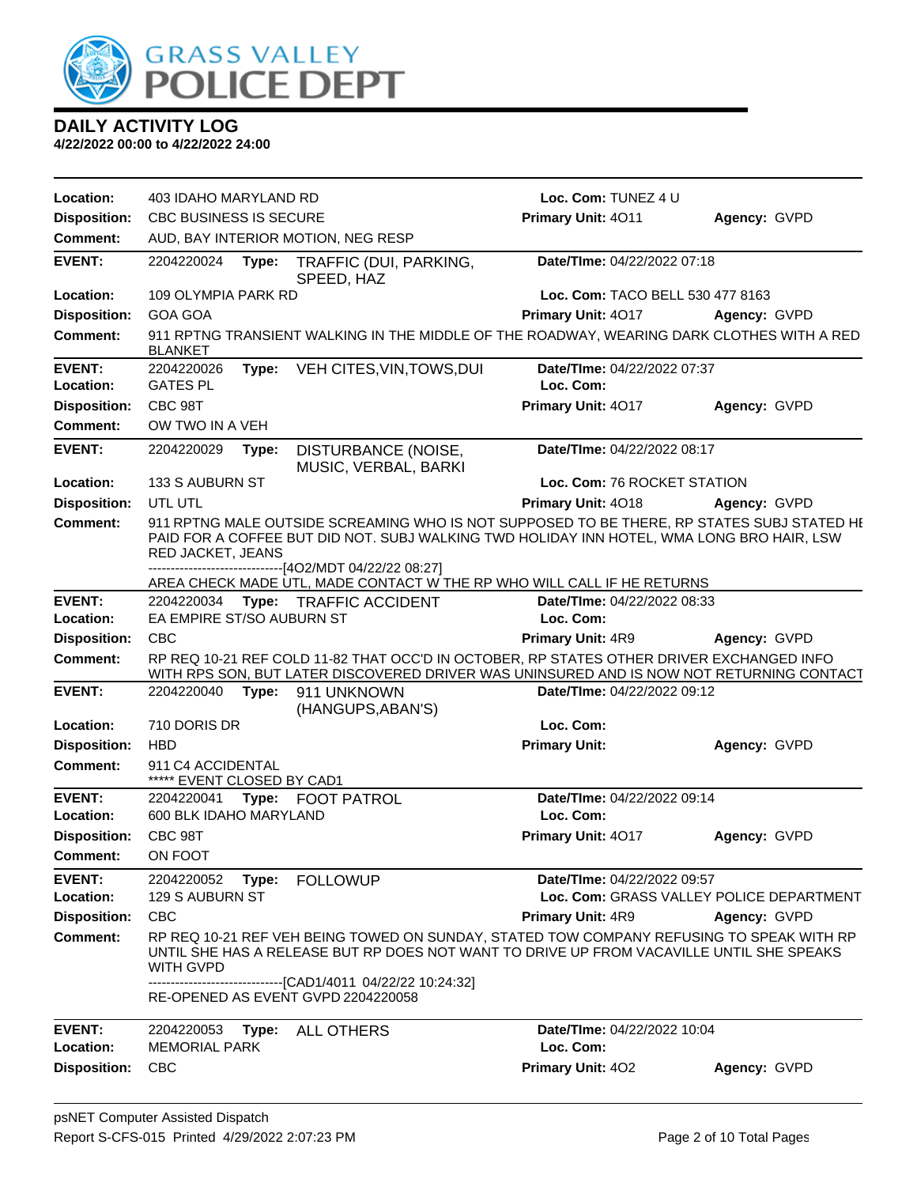# DAILY ACTIVITY LOG

**4/22/2022 00:00 to 4/22/2022 24:00**

**Location:** 403 IDAHO MARYLAND RD | **Loc. Com:** TUNEZ 4 U
**Disposition:** CBC BUSINESS IS SECURE | **Primary Unit:** 4O11 | **Agency:** GVPD
**Comment:** AUD, BAY INTERIOR MOTION, NEG RESP

---

**EVENT:** 2204220024 **Type:** TRAFFIC (DUI, PARKING, SPEED, HAZ | **Date/TIme:** 04/22/2022 07:18
**Location:** 109 OLYMPIA PARK RD | **Loc. Com:** TACO BELL 530 477 8163
**Disposition:** GOA GOA | **Primary Unit:** 4O17 | **Agency:** GVPD
**Comment:** 911 RPTNG TRANSIENT WALKING IN THE MIDDLE OF THE ROADWAY, WEARING DARK CLOTHES WITH A RED BLANKET

---

**EVENT:** 2204220026 **Type:** VEH CITES,VIN,TOWS,DUI | **Date/TIme:** 04/22/2022 07:37
**Location:** GATES PL | **Loc. Com:**
**Disposition:** CBC 98T | **Primary Unit:** 4O17 | **Agency:** GVPD
**Comment:** OW TWO IN A VEH

---

**EVENT:** 2204220029 **Type:** DISTURBANCE (NOISE, MUSIC, VERBAL, BARKI | **Date/TIme:** 04/22/2022 08:17
**Location:** 133 S AUBURN ST | **Loc. Com:** 76 ROCKET STATION
**Disposition:** UTL UTL | **Primary Unit:** 4O18 | **Agency:** GVPD
**Comment:** 911 RPTNG MALE OUTSIDE SCREAMING WHO IS NOT SUPPOSED TO BE THERE, RP STATES SUBJ STATED HE PAID FOR A COFFEE BUT DID NOT. SUBJ WALKING TWD HOLIDAY INN HOTEL, WMA LONG BRO HAIR, LSW RED JACKET, JEANS
------------------------------[4O2/MDT 04/22/22 08:27]
AREA CHECK MADE UTL, MADE CONTACT W THE RP WHO WILL CALL IF HE RETURNS

---

**EVENT:** 2204220034 **Type:** TRAFFIC ACCIDENT | **Date/TIme:** 04/22/2022 08:33
**Location:** EA EMPIRE ST/SO AUBURN ST | **Loc. Com:**
**Disposition:** CBC | **Primary Unit:** 4R9 | **Agency:** GVPD
**Comment:** RP REQ 10-21 REF COLD 11-82 THAT OCC'D IN OCTOBER, RP STATES OTHER DRIVER EXCHANGED INFO WITH RPS SON, BUT LATER DISCOVERED DRIVER WAS UNINSURED AND IS NOW NOT RETURNING CONTACT

---

**EVENT:** 2204220040 **Type:** 911 UNKNOWN (HANGUPS,ABAN'S) | **Date/TIme:** 04/22/2022 09:12
**Location:** 710 DORIS DR | **Loc. Com:**
**Disposition:** HBD | **Primary Unit:** | **Agency:** GVPD
**Comment:** 911 C4 ACCIDENTAL
***** EVENT CLOSED BY CAD1

---

**EVENT:** 2204220041 **Type:** FOOT PATROL | **Date/TIme:** 04/22/2022 09:14
**Location:** 600 BLK IDAHO MARYLAND | **Loc. Com:**
**Disposition:** CBC 98T | **Primary Unit:** 4O17 | **Agency:** GVPD
**Comment:** ON FOOT

---

**EVENT:** 2204220052 **Type:** FOLLOWUP | **Date/TIme:** 04/22/2022 09:57
**Location:** 129 S AUBURN ST | **Loc. Com:** GRASS VALLEY POLICE DEPARTMENT
**Disposition:** CBC | **Primary Unit:** 4R9 | **Agency:** GVPD
**Comment:** RP REQ 10-21 REF VEH BEING TOWED ON SUNDAY, STATED TOW COMPANY REFUSING TO SPEAK WITH RP UNTIL SHE HAS A RELEASE BUT RP DOES NOT WANT TO DRIVE UP FROM VACAVILLE UNTIL SHE SPEAKS WITH GVPD
------------------------------[CAD1/4011 04/22/22 10:24:32]
RE-OPENED AS EVENT GVPD 2204220058

---

**EVENT:** 2204220053 **Type:** ALL OTHERS | **Date/TIme:** 04/22/2022 10:04
**Location:** MEMORIAL PARK | **Loc. Com:**
**Disposition:** CBC | **Primary Unit:** 4O2 | **Agency:** GVPD

psNET Computer Assisted Dispatch
Report S-CFS-015 Printed 4/29/2022 2:07:23 PM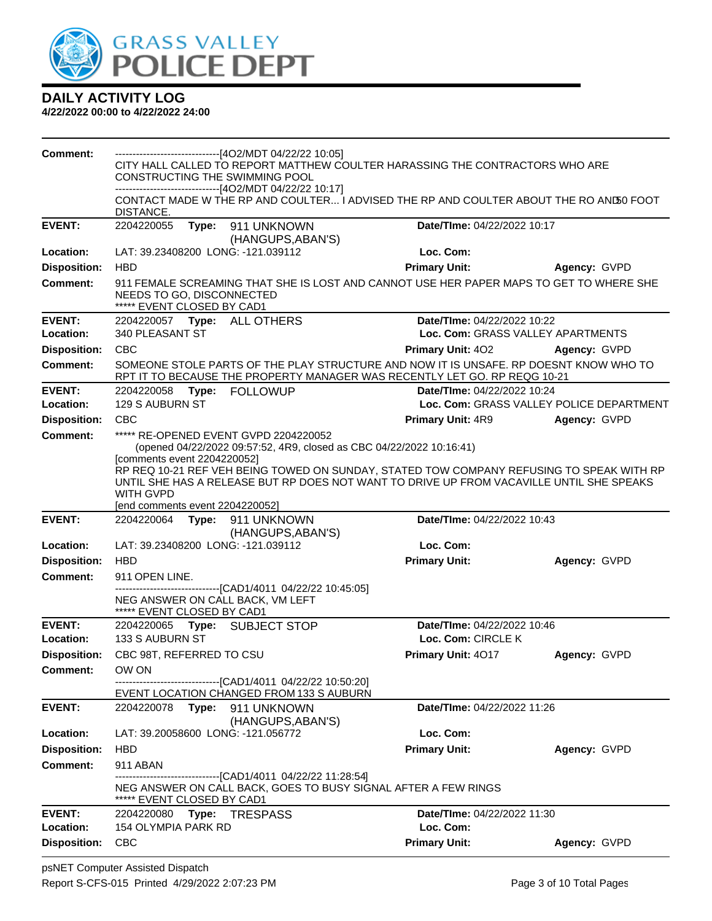# DAILY ACTIVITY LOG

**4/22/2022 00:00 to 4/22/2022 24:00**

**Comment:**
------------------------------[4O2/MDT 04/22/22 10:05]
CITY HALL CALLED TO REPORT MATTHEW COULTER HARASSING THE CONTRACTORS WHO ARE CONSTRUCTING THE SWIMMING POOL
------------------------------[4O2/MDT 04/22/22 10:17]
CONTACT MADE W THE RP AND COULTER... I ADVISED THE RP AND COULTER ABOUT THE RO AND 50 FOOT DISTANCE.

---

**EVENT:** 2204220055 **Type:** 911 UNKNOWN (HANGUPS,ABAN'S) **Date/TIme:** 04/22/2022 10:17
**Location:** LAT: 39.23408200 LONG: -121.039112 **Loc. Com:**
**Disposition:** HBD **Primary Unit:** **Agency:** GVPD
**Comment:** 911 FEMALE SCREAMING THAT SHE IS LOST AND CANNOT USE HER PAPER MAPS TO GET TO WHERE SHE NEEDS TO GO, DISCONNECTED
***** EVENT CLOSED BY CAD1

---

**EVENT:** 2204220057 **Type:** ALL OTHERS **Date/TIme:** 04/22/2022 10:22
**Location:** 340 PLEASANT ST **Loc. Com:** GRASS VALLEY APARTMENTS
**Disposition:** CBC **Primary Unit:** 4O2 **Agency:** GVPD
**Comment:** SOMEONE STOLE PARTS OF THE PLAY STRUCTURE AND NOW IT IS UNSAFE. RP DOESNT KNOW WHO TO RPT IT TO BECAUSE THE PROPERTY MANAGER WAS RECENTLY LET GO. RP REQG 10-21

---

**EVENT:** 2204220058 **Type:** FOLLOWUP **Date/TIme:** 04/22/2022 10:24
**Location:** 129 S AUBURN ST **Loc. Com:** GRASS VALLEY POLICE DEPARTMENT
**Disposition:** CBC **Primary Unit:** 4R9 **Agency:** GVPD
**Comment:** ***** RE-OPENED EVENT GVPD 2204220052
(opened 04/22/2022 09:57:52, 4R9, closed as CBC 04/22/2022 10:16:41)
[comments event 2204220052]
RP REQ 10-21 REF VEH BEING TOWED ON SUNDAY, STATED TOW COMPANY REFUSING TO SPEAK WITH RP UNTIL SHE HAS A RELEASE BUT RP DOES NOT WANT TO DRIVE UP FROM VACAVILLE UNTIL SHE SPEAKS WITH GVPD
[end comments event 2204220052]

---

**EVENT:** 2204220064 **Type:** 911 UNKNOWN (HANGUPS,ABAN'S) **Date/TIme:** 04/22/2022 10:43
**Location:** LAT: 39.23408200 LONG: -121.039112 **Loc. Com:**
**Disposition:** HBD **Primary Unit:** **Agency:** GVPD
**Comment:** 911 OPEN LINE.
------------------------------[CAD1/4011 04/22/22 10:45:05]
NEG ANSWER ON CALL BACK, VM LEFT
***** EVENT CLOSED BY CAD1

---

**EVENT:** 2204220065 **Type:** SUBJECT STOP **Date/TIme:** 04/22/2022 10:46
**Location:** 133 S AUBURN ST **Loc. Com:** CIRCLE K
**Disposition:** CBC 98T, REFERRED TO CSU **Primary Unit:** 4O17 **Agency:** GVPD
**Comment:** OW ON
------------------------------[CAD1/4011 04/22/22 10:50:20]
EVENT LOCATION CHANGED FROM 133 S AUBURN

---

**EVENT:** 2204220078 **Type:** 911 UNKNOWN (HANGUPS,ABAN'S) **Date/TIme:** 04/22/2022 11:26
**Location:** LAT: 39.20058600 LONG: -121.056772 **Loc. Com:**
**Disposition:** HBD **Primary Unit:** **Agency:** GVPD
**Comment:** 911 ABAN
------------------------------[CAD1/4011 04/22/22 11:28:54]
NEG ANSWER ON CALL BACK, GOES TO BUSY SIGNAL AFTER A FEW RINGS
***** EVENT CLOSED BY CAD1

---

**EVENT:** 2204220080 **Type:** TRESPASS **Date/TIme:** 04/22/2022 11:30
**Location:** 154 OLYMPIA PARK RD **Loc. Com:**
**Disposition:** CBC **Primary Unit:** **Agency:** GVPD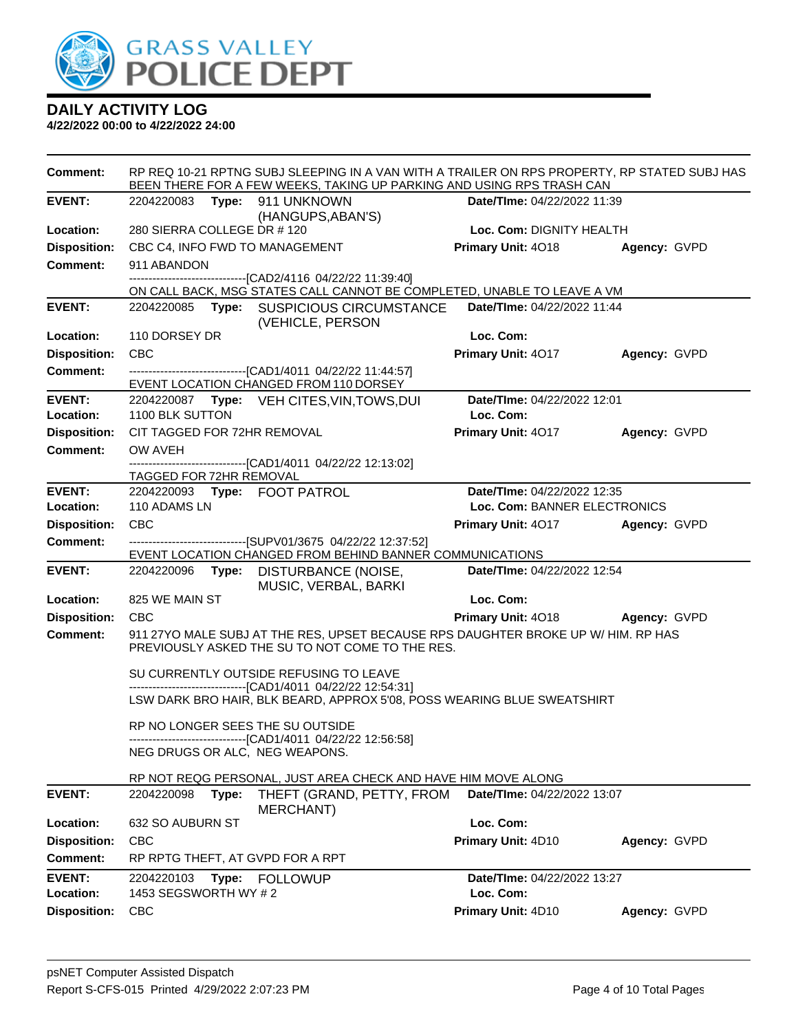# GRASS VALLEY POLICE DEPT

## DAILY ACTIVITY LOG

**4/22/2022 00:00 to 4/22/2022 24:00**

**Comment:** RP REQ 10-21 RPTNG SUBJ SLEEPING IN A VAN WITH A TRAILER ON RPS PROPERTY, RP STATED SUBJ HAS BEEN THERE FOR A FEW WEEKS, TAKING UP PARKING AND USING RPS TRASH CAN

---

**EVENT:** 2204220083 **Type:** 911 UNKNOWN (HANGUPS,ABAN'S) **Date/TIme:** 04/22/2022 11:39
**Location:** 280 SIERRA COLLEGE DR # 120 **Loc. Com:** DIGNITY HEALTH
**Disposition:** CBC C4, INFO FWD TO MANAGEMENT **Primary Unit:** 4O18 **Agency:** GVPD
**Comment:** 911 ABANDON
------------------------------[CAD2/4116 04/22/22 11:39:40]
ON CALL BACK, MSG STATES CALL CANNOT BE COMPLETED, UNABLE TO LEAVE A VM

---

**EVENT:** 2204220085 **Type:** SUSPICIOUS CIRCUMSTANCE (VEHICLE, PERSON **Date/TIme:** 04/22/2022 11:44
**Location:** 110 DORSEY DR **Loc. Com:**
**Disposition:** CBC **Primary Unit:** 4O17 **Agency:** GVPD
**Comment:** ------------------------------[CAD1/4011 04/22/22 11:44:57]
EVENT LOCATION CHANGED FROM 110 DORSEY

---

**EVENT:** 2204220087 **Type:** VEH CITES,VIN,TOWS,DUI **Date/TIme:** 04/22/2022 12:01
**Location:** 1100 BLK SUTTON **Loc. Com:**
**Disposition:** CIT TAGGED FOR 72HR REMOVAL **Primary Unit:** 4O17 **Agency:** GVPD
**Comment:** OW AVEH
------------------------------[CAD1/4011 04/22/22 12:13:02]
TAGGED FOR 72HR REMOVAL

---

**EVENT:** 2204220093 **Type:** FOOT PATROL **Date/TIme:** 04/22/2022 12:35
**Location:** 110 ADAMS LN **Loc. Com:** BANNER ELECTRONICS
**Disposition:** CBC **Primary Unit:** 4O17 **Agency:** GVPD
**Comment:** ------------------------------[SUPV01/3675 04/22/22 12:37:52]
EVENT LOCATION CHANGED FROM BEHIND BANNER COMMUNICATIONS

---

**EVENT:** 2204220096 **Type:** DISTURBANCE (NOISE, MUSIC, VERBAL, BARKI **Date/TIme:** 04/22/2022 12:54
**Location:** 825 WE MAIN ST **Loc. Com:**
**Disposition:** CBC **Primary Unit:** 4O18 **Agency:** GVPD
**Comment:** 911 27YO MALE SUBJ AT THE RES, UPSET BECAUSE RPS DAUGHTER BROKE UP W/ HIM. RP HAS PREVIOUSLY ASKED THE SU TO NOT COME TO THE RES.

SU CURRENTLY OUTSIDE REFUSING TO LEAVE
------------------------------[CAD1/4011 04/22/22 12:54:31]
LSW DARK BRO HAIR, BLK BEARD, APPROX 5'08, POSS WEARING BLUE SWEATSHIRT

RP NO LONGER SEES THE SU OUTSIDE
------------------------------[CAD1/4011 04/22/22 12:56:58]
NEG DRUGS OR ALC, NEG WEAPONS.

RP NOT REQG PERSONAL, JUST AREA CHECK AND HAVE HIM MOVE ALONG

---

**EVENT:** 2204220098 **Type:** THEFT (GRAND, PETTY, FROM MERCHANT) **Date/TIme:** 04/22/2022 13:07
**Location:** 632 SO AUBURN ST **Loc. Com:**
**Disposition:** CBC **Primary Unit:** 4D10 **Agency:** GVPD
**Comment:** RP RPTG THEFT, AT GVPD FOR A RPT

---

**EVENT:** 2204220103 **Type:** FOLLOWUP **Date/TIme:** 04/22/2022 13:27
**Location:** 1453 SEGSWORTH WY # 2 **Loc. Com:**
**Disposition:** CBC **Primary Unit:** 4D10 **Agency:** GVPD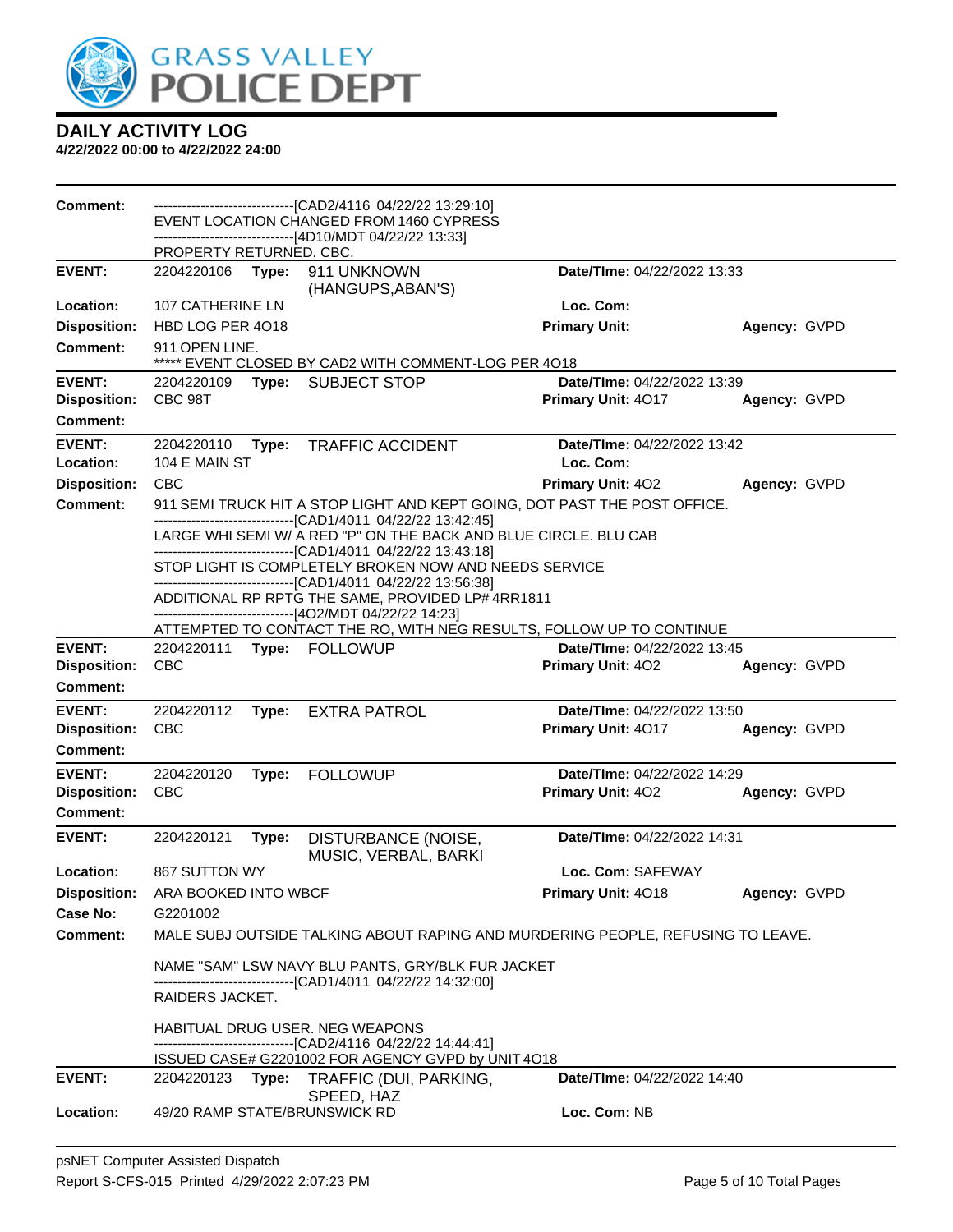# GRASS VALLEY POLICE DEPT

## DAILY ACTIVITY LOG

**4/22/2022 00:00 to 4/22/2022 24:00**

**Comment:** ------------------------------[CAD2/4116 04/22/22 13:29:10]
EVENT LOCATION CHANGED FROM 1460 CYPRESS
------------------------------[4D10/MDT 04/22/22 13:33]
PROPERTY RETURNED. CBC.

---

**EVENT:** 2204220106 **Type:** 911 UNKNOWN (HANGUPS,ABAN'S) **Date/TIme:** 04/22/2022 13:33
**Location:** 107 CATHERINE LN **Loc. Com:**
**Disposition:** HBD LOG PER 4O18 **Primary Unit:** **Agency:** GVPD
**Comment:** 911 OPEN LINE.
***** EVENT CLOSED BY CAD2 WITH COMMENT-LOG PER 4O18

---

**EVENT:** 2204220109 **Type:** SUBJECT STOP **Date/TIme:** 04/22/2022 13:39
**Disposition:** CBC 98T **Primary Unit:** 4O17 **Agency:** GVPD
**Comment:**

---

**EVENT:** 2204220110 **Type:** TRAFFIC ACCIDENT **Date/TIme:** 04/22/2022 13:42
**Location:** 104 E MAIN ST **Loc. Com:**
**Disposition:** CBC **Primary Unit:** 4O2 **Agency:** GVPD
**Comment:** 911 SEMI TRUCK HIT A STOP LIGHT AND KEPT GOING, DOT PAST THE POST OFFICE.
------------------------------[CAD1/4011 04/22/22 13:42:45]
LARGE WHI SEMI W/ A RED "P" ON THE BACK AND BLUE CIRCLE. BLU CAB
------------------------------[CAD1/4011 04/22/22 13:43:18]
STOP LIGHT IS COMPLETELY BROKEN NOW AND NEEDS SERVICE
------------------------------[CAD1/4011 04/22/22 13:56:38]
ADDITIONAL RP RPTG THE SAME, PROVIDED LP# 4RR1811
------------------------------[4O2/MDT 04/22/22 14:23]
ATTEMPTED TO CONTACT THE RO, WITH NEG RESULTS, FOLLOW UP TO CONTINUE

---

**EVENT:** 2204220111 **Type:** FOLLOWUP **Date/TIme:** 04/22/2022 13:45
**Disposition:** CBC **Primary Unit:** 4O2 **Agency:** GVPD
**Comment:**

---

**EVENT:** 2204220112 **Type:** EXTRA PATROL **Date/TIme:** 04/22/2022 13:50
**Disposition:** CBC **Primary Unit:** 4O17 **Agency:** GVPD
**Comment:**

---

**EVENT:** 2204220120 **Type:** FOLLOWUP **Date/TIme:** 04/22/2022 14:29
**Disposition:** CBC **Primary Unit:** 4O2 **Agency:** GVPD
**Comment:**

---

**EVENT:** 2204220121 **Type:** DISTURBANCE (NOISE, MUSIC, VERBAL, BARKI **Date/TIme:** 04/22/2022 14:31
**Location:** 867 SUTTON WY **Loc. Com:** SAFEWAY
**Disposition:** ARA BOOKED INTO WBCF **Primary Unit:** 4O18 **Agency:** GVPD
**Case No:** G2201002
**Comment:** MALE SUBJ OUTSIDE TALKING ABOUT RAPING AND MURDERING PEOPLE, REFUSING TO LEAVE.

NAME "SAM" LSW NAVY BLU PANTS, GRY/BLK FUR JACKET
------------------------------[CAD1/4011 04/22/22 14:32:00]
RAIDERS JACKET.

HABITUAL DRUG USER. NEG WEAPONS
------------------------------[CAD2/4116 04/22/22 14:44:41]
ISSUED CASE# G2201002 FOR AGENCY GVPD by UNIT 4O18

---

**EVENT:** 2204220123 **Type:** TRAFFIC (DUI, PARKING, SPEED, HAZ **Date/TIme:** 04/22/2022 14:40
**Location:** 49/20 RAMP STATE/BRUNSWICK RD **Loc. Com:** NB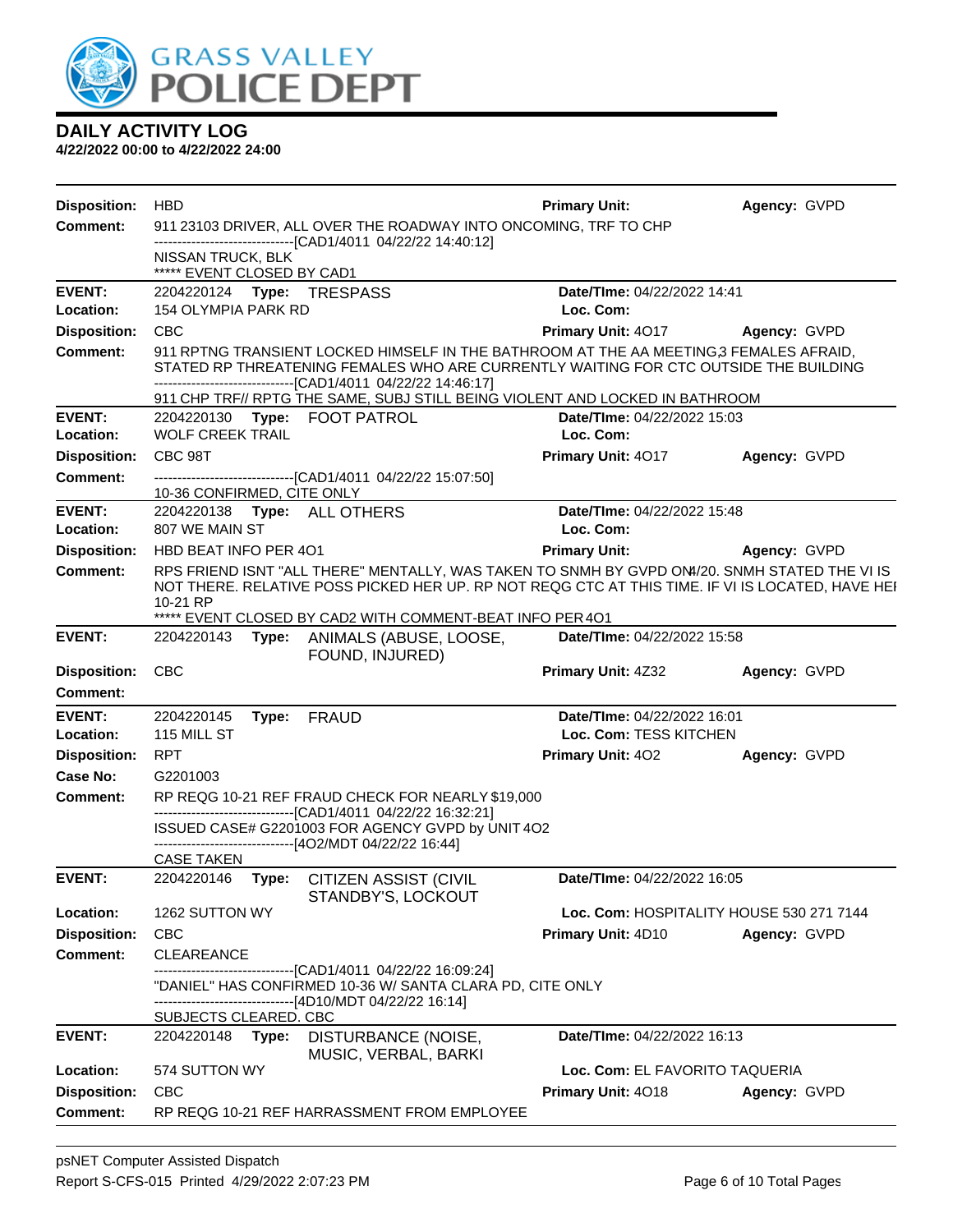# DAILY ACTIVITY LOG

**4/22/2022 00:00 to 4/22/2022 24:00**

**Disposition:** HBD **Primary Unit:** **Agency:** GVPD
**Comment:** 911 23103 DRIVER, ALL OVER THE ROADWAY INTO ONCOMING, TRF TO CHP
------------------------------[CAD1/4011 04/22/22 14:40:12]
NISSAN TRUCK, BLK
***** EVENT CLOSED BY CAD1

---

**EVENT:** 2204220124 **Type:** TRESPASS **Date/TIme:** 04/22/2022 14:41
**Location:** 154 OLYMPIA PARK RD **Loc. Com:**
**Disposition:** CBC **Primary Unit:** 4O17 **Agency:** GVPD
**Comment:** 911 RPTNG TRANSIENT LOCKED HIMSELF IN THE BATHROOM AT THE AA MEETING,3 FEMALES AFRAID, STATED RP THREATENING FEMALES WHO ARE CURRENTLY WAITING FOR CTC OUTSIDE THE BUILDING
------------------------------[CAD1/4011 04/22/22 14:46:17]
911 CHP TRF// RPTG THE SAME, SUBJ STILL BEING VIOLENT AND LOCKED IN BATHROOM

---

**EVENT:** 2204220130 **Type:** FOOT PATROL **Date/TIme:** 04/22/2022 15:03
**Location:** WOLF CREEK TRAIL **Loc. Com:**
**Disposition:** CBC 98T **Primary Unit:** 4O17 **Agency:** GVPD
**Comment:** ------------------------------[CAD1/4011 04/22/22 15:07:50]
10-36 CONFIRMED, CITE ONLY

---

**EVENT:** 2204220138 **Type:** ALL OTHERS **Date/TIme:** 04/22/2022 15:48
**Location:** 807 WE MAIN ST **Loc. Com:**
**Disposition:** HBD BEAT INFO PER 4O1 **Primary Unit:** **Agency:** GVPD
**Comment:** RPS FRIEND ISNT "ALL THERE" MENTALLY, WAS TAKEN TO SNMH BY GVPD ON4/20. SNMH STATED THE VI IS NOT THERE. RELATIVE POSS PICKED HER UP. RP NOT REQG CTC AT THIS TIME. IF VI IS LOCATED, HAVE HEI 10-21 RP
***** EVENT CLOSED BY CAD2 WITH COMMENT-BEAT INFO PER 4O1

---

**EVENT:** 2204220143 **Type:** ANIMALS (ABUSE, LOOSE, FOUND, INJURED) **Date/TIme:** 04/22/2022 15:58
**Disposition:** CBC **Primary Unit:** 4Z32 **Agency:** GVPD
**Comment:**

---

**EVENT:** 2204220145 **Type:** FRAUD **Date/TIme:** 04/22/2022 16:01
**Location:** 115 MILL ST **Loc. Com:** TESS KITCHEN
**Disposition:** RPT **Primary Unit:** 4O2 **Agency:** GVPD
**Case No:** G2201003
**Comment:** RP REQG 10-21 REF FRAUD CHECK FOR NEARLY $19,000
------------------------------[CAD1/4011 04/22/22 16:32:21]
ISSUED CASE# G2201003 FOR AGENCY GVPD by UNIT 4O2
------------------------------[4O2/MDT 04/22/22 16:44]
CASE TAKEN

---

**EVENT:** 2204220146 **Type:** CITIZEN ASSIST (CIVIL STANDBY'S, LOCKOUT **Date/TIme:** 04/22/2022 16:05
**Location:** 1262 SUTTON WY **Loc. Com:** HOSPITALITY HOUSE 530 271 7144
**Disposition:** CBC **Primary Unit:** 4D10 **Agency:** GVPD
**Comment:** CLEAREANCE
------------------------------[CAD1/4011 04/22/22 16:09:24]
"DANIEL" HAS CONFIRMED 10-36 W/ SANTA CLARA PD, CITE ONLY
------------------------------[4D10/MDT 04/22/22 16:14]
SUBJECTS CLEARED. CBC

---

**EVENT:** 2204220148 **Type:** DISTURBANCE (NOISE, MUSIC, VERBAL, BARKI **Date/TIme:** 04/22/2022 16:13
**Location:** 574 SUTTON WY **Loc. Com:** EL FAVORITO TAQUERIA
**Disposition:** CBC **Primary Unit:** 4O18 **Agency:** GVPD
**Comment:** RP REQG 10-21 REF HARRASSMENT FROM EMPLOYEE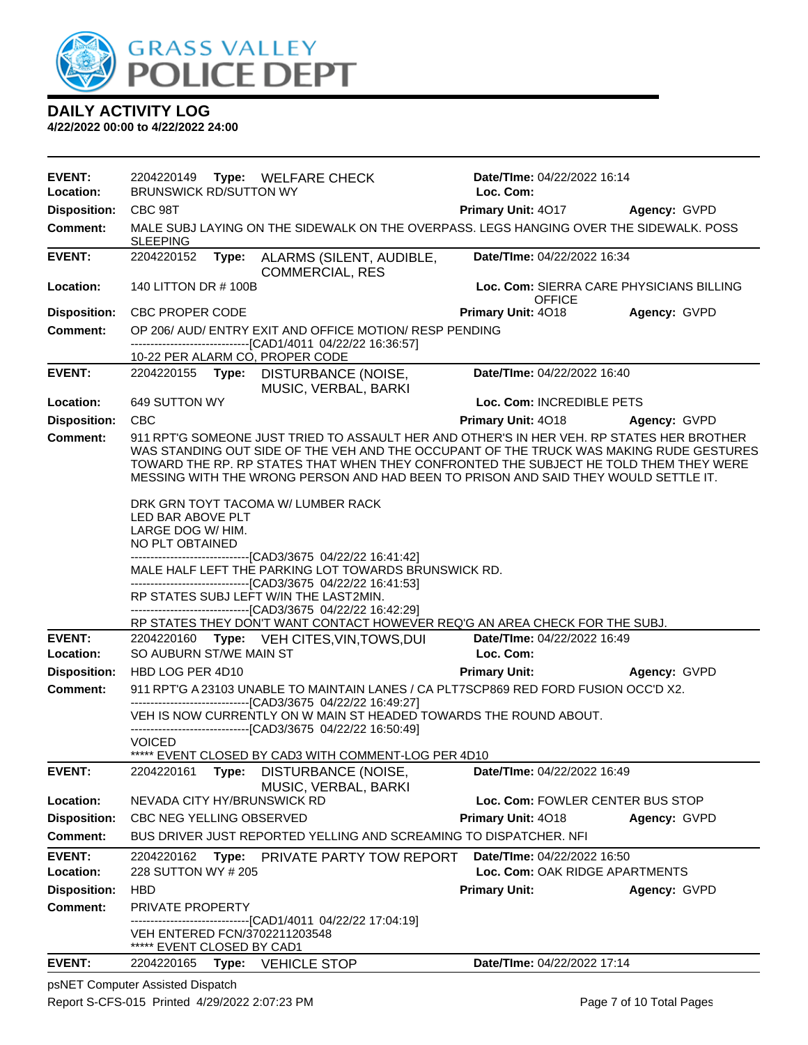# DAILY ACTIVITY LOG

**4/22/2022 00:00 to 4/22/2022 24:00**

| | | | | |
|---|---|---|---|---|
| **EVENT:** | 2204220149 **Type:** WELFARE CHECK | **Date/TIme:** 04/22/2022 16:14 | | |
| **Location:** | BRUNSWICK RD/SUTTON WY | **Loc. Com:** | | |
| **Disposition:** | CBC 98T | **Primary Unit:** 4O17 | **Agency:** GVPD | |
| **Comment:** | MALE SUBJ LAYING ON THE SIDEWALK ON THE OVERPASS. LEGS HANGING OVER THE SIDEWALK. POSS SLEEPING | | | |

| | | | | |
|---|---|---|---|---|
| **EVENT:** | 2204220152 **Type:** ALARMS (SILENT, AUDIBLE, COMMERCIAL, RES | **Date/TIme:** 04/22/2022 16:34 | | |
| **Location:** | 140 LITTON DR # 100B | **Loc. Com:** SIERRA CARE PHYSICIANS BILLING OFFICE | | |
| **Disposition:** | CBC PROPER CODE | **Primary Unit:** 4O18 | **Agency:** GVPD | |
| **Comment:** | OP 206/ AUD/ ENTRY EXIT AND OFFICE MOTION/ RESP PENDING<br>------------------------------[CAD1/4011 04/22/22 16:36:57]<br>10-22 PER ALARM CO, PROPER CODE | | | |

| | | | | |
|---|---|---|---|---|
| **EVENT:** | 2204220155 **Type:** DISTURBANCE (NOISE, MUSIC, VERBAL, BARKI | **Date/TIme:** 04/22/2022 16:40 | | |
| **Location:** | 649 SUTTON WY | **Loc. Com:** INCREDIBLE PETS | | |
| **Disposition:** | CBC | **Primary Unit:** 4O18 | **Agency:** GVPD | |
| **Comment:** | 911 RPT'G SOMEONE JUST TRIED TO ASSAULT HER AND OTHER'S IN HER VEH. RP STATES HER BROTHER WAS STANDING OUT SIDE OF THE VEH AND THE OCCUPANT OF THE TRUCK WAS MAKING RUDE GESTURES TOWARD THE RP. RP STATES THAT WHEN THEY CONFRONTED THE SUBJECT HE TOLD THEM THEY WERE MESSING WITH THE WRONG PERSON AND HAD BEEN TO PRISON AND SAID THEY WOULD SETTLE IT.<br><br>DRK GRN TOYT TACOMA W/ LUMBER RACK<br>LED BAR ABOVE PLT<br>LARGE DOG W/ HIM.<br>NO PLT OBTAINED<br>------------------------------[CAD3/3675 04/22/22 16:41:42]<br>MALE HALF LEFT THE PARKING LOT TOWARDS BRUNSWICK RD.<br>------------------------------[CAD3/3675 04/22/22 16:41:53]<br>RP STATES SUBJ LEFT W/IN THE LAST2MIN.<br>------------------------------[CAD3/3675 04/22/22 16:42:29]<br>RP STATES THEY DON'T WANT CONTACT HOWEVER REQ'G AN AREA CHECK FOR THE SUBJ. | | | |

| | | | | |
|---|---|---|---|---|
| **EVENT:** | 2204220160 **Type:** VEH CITES,VIN,TOWS,DUI | **Date/TIme:** 04/22/2022 16:49 | | |
| **Location:** | SO AUBURN ST/WE MAIN ST | **Loc. Com:** | | |
| **Disposition:** | HBD LOG PER 4D10 | **Primary Unit:** | **Agency:** GVPD | |
| **Comment:** | 911 RPT'G A 23103 UNABLE TO MAINTAIN LANES / CA PLT7SCP869 RED FORD FUSION OCC'D X2.<br>------------------------------[CAD3/3675 04/22/22 16:49:27]<br>VEH IS NOW CURRENTLY ON W MAIN ST HEADED TOWARDS THE ROUND ABOUT.<br>------------------------------[CAD3/3675 04/22/22 16:50:49]<br>VOICED<br>***** EVENT CLOSED BY CAD3 WITH COMMENT-LOG PER 4D10 | | | |

| | | | | |
|---|---|---|---|---|
| **EVENT:** | 2204220161 **Type:** DISTURBANCE (NOISE, MUSIC, VERBAL, BARKI | **Date/TIme:** 04/22/2022 16:49 | | |
| **Location:** | NEVADA CITY HY/BRUNSWICK RD | **Loc. Com:** FOWLER CENTER BUS STOP | | |
| **Disposition:** | CBC NEG YELLING OBSERVED | **Primary Unit:** 4O18 | **Agency:** GVPD | |
| **Comment:** | BUS DRIVER JUST REPORTED YELLING AND SCREAMING TO DISPATCHER. NFI | | | |

| | | | | |
|---|---|---|---|---|
| **EVENT:** | 2204220162 **Type:** PRIVATE PARTY TOW REPORT | **Date/TIme:** 04/22/2022 16:50 | | |
| **Location:** | 228 SUTTON WY # 205 | **Loc. Com:** OAK RIDGE APARTMENTS | | |
| **Disposition:** | HBD | **Primary Unit:** | **Agency:** GVPD | |
| **Comment:** | PRIVATE PROPERTY<br>------------------------------[CAD1/4011 04/22/22 17:04:19]<br>VEH ENTERED FCN/3702211203548<br>***** EVENT CLOSED BY CAD1 | | | |

| | | | | |
|---|---|---|---|---|
| **EVENT:** | 2204220165 **Type:** VEHICLE STOP | **Date/TIme:** 04/22/2022 17:14 | | |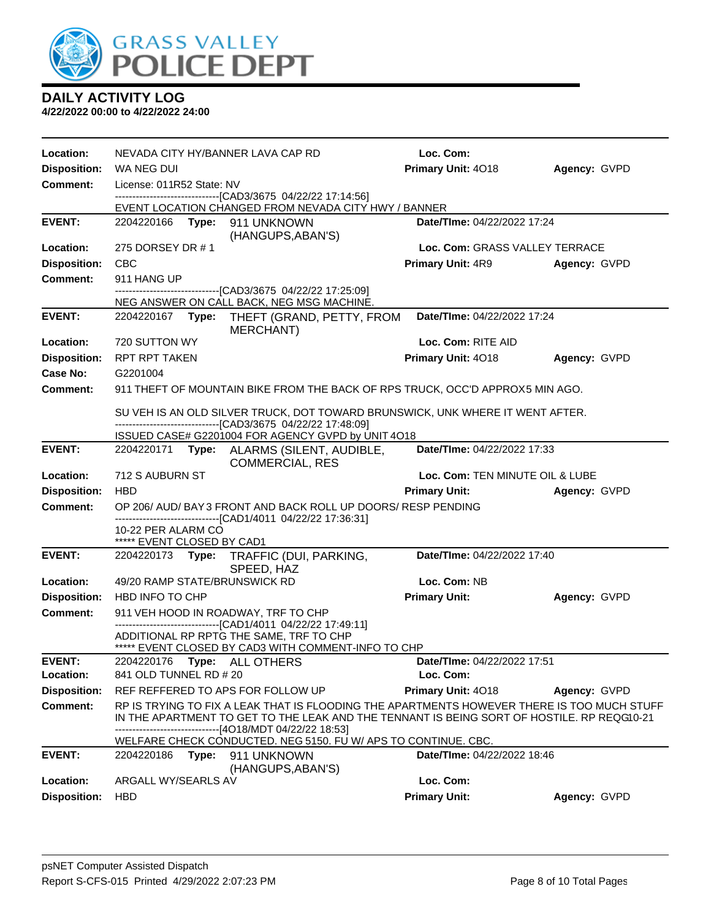# GRASS VALLEY POLICE DEPT

## DAILY ACTIVITY LOG

**4/22/2022 00:00 to 4/22/2022 24:00**

**Location:** NEVADA CITY HY/BANNER LAVA CAP RD **Loc. Com:**
**Disposition:** WA NEG DUI **Primary Unit:** 4O18 **Agency:** GVPD
**Comment:** License: 011R52 State: NV
------------------------------[CAD3/3675 04/22/22 17:14:56]
EVENT LOCATION CHANGED FROM NEVADA CITY HWY / BANNER

---

**EVENT:** 2204220166 **Type:** 911 UNKNOWN (HANGUPS,ABAN'S) **Date/TIme:** 04/22/2022 17:24
**Location:** 275 DORSEY DR # 1 **Loc. Com:** GRASS VALLEY TERRACE
**Disposition:** CBC **Primary Unit:** 4R9 **Agency:** GVPD
**Comment:** 911 HANG UP
------------------------------[CAD3/3675 04/22/22 17:25:09]
NEG ANSWER ON CALL BACK, NEG MSG MACHINE.

---

**EVENT:** 2204220167 **Type:** THEFT (GRAND, PETTY, FROM MERCHANT) **Date/TIme:** 04/22/2022 17:24
**Location:** 720 SUTTON WY **Loc. Com:** RITE AID
**Disposition:** RPT RPT TAKEN **Primary Unit:** 4O18 **Agency:** GVPD
**Case No:** G2201004
**Comment:** 911 THEFT OF MOUNTAIN BIKE FROM THE BACK OF RPS TRUCK, OCC'D APPROX5 MIN AGO.

SU VEH IS AN OLD SILVER TRUCK, DOT TOWARD BRUNSWICK, UNK WHERE IT WENT AFTER.
------------------------------[CAD3/3675 04/22/22 17:48:09]
ISSUED CASE# G2201004 FOR AGENCY GVPD by UNIT 4O18

---

**EVENT:** 2204220171 **Type:** ALARMS (SILENT, AUDIBLE, COMMERCIAL, RES **Date/TIme:** 04/22/2022 17:33
**Location:** 712 S AUBURN ST **Loc. Com:** TEN MINUTE OIL & LUBE
**Disposition:** HBD **Primary Unit:** **Agency:** GVPD
**Comment:** OP 206/ AUD/ BAY 3 FRONT AND BACK ROLL UP DOORS/ RESP PENDING
------------------------------[CAD1/4011 04/22/22 17:36:31]
10-22 PER ALARM CO
***** EVENT CLOSED BY CAD1

---

**EVENT:** 2204220173 **Type:** TRAFFIC (DUI, PARKING, SPEED, HAZ **Date/TIme:** 04/22/2022 17:40
**Location:** 49/20 RAMP STATE/BRUNSWICK RD **Loc. Com:** NB
**Disposition:** HBD INFO TO CHP **Primary Unit:** **Agency:** GVPD
**Comment:** 911 VEH HOOD IN ROADWAY, TRF TO CHP
------------------------------[CAD1/4011 04/22/22 17:49:11]
ADDITIONAL RP RPTG THE SAME, TRF TO CHP
***** EVENT CLOSED BY CAD3 WITH COMMENT-INFO TO CHP

---

**EVENT:** 2204220176 **Type:** ALL OTHERS **Date/TIme:** 04/22/2022 17:51
**Location:** 841 OLD TUNNEL RD # 20 **Loc. Com:**
**Disposition:** REF REFFERED TO APS FOR FOLLOW UP **Primary Unit:** 4O18 **Agency:** GVPD
**Comment:** RP IS TRYING TO FIX A LEAK THAT IS FLOODING THE APARTMENTS HOWEVER THERE IS TOO MUCH STUFF IN THE APARTMENT TO GET TO THE LEAK AND THE TENNANT IS BEING SORT OF HOSTILE. RP REQG10-21
------------------------------[4O18/MDT 04/22/22 18:53]
WELFARE CHECK CONDUCTED. NEG 5150. FU W/ APS TO CONTINUE. CBC.

---

**EVENT:** 2204220186 **Type:** 911 UNKNOWN (HANGUPS,ABAN'S) **Date/TIme:** 04/22/2022 18:46
**Location:** ARGALL WY/SEARLS AV **Loc. Com:**
**Disposition:** HBD **Primary Unit:** **Agency:** GVPD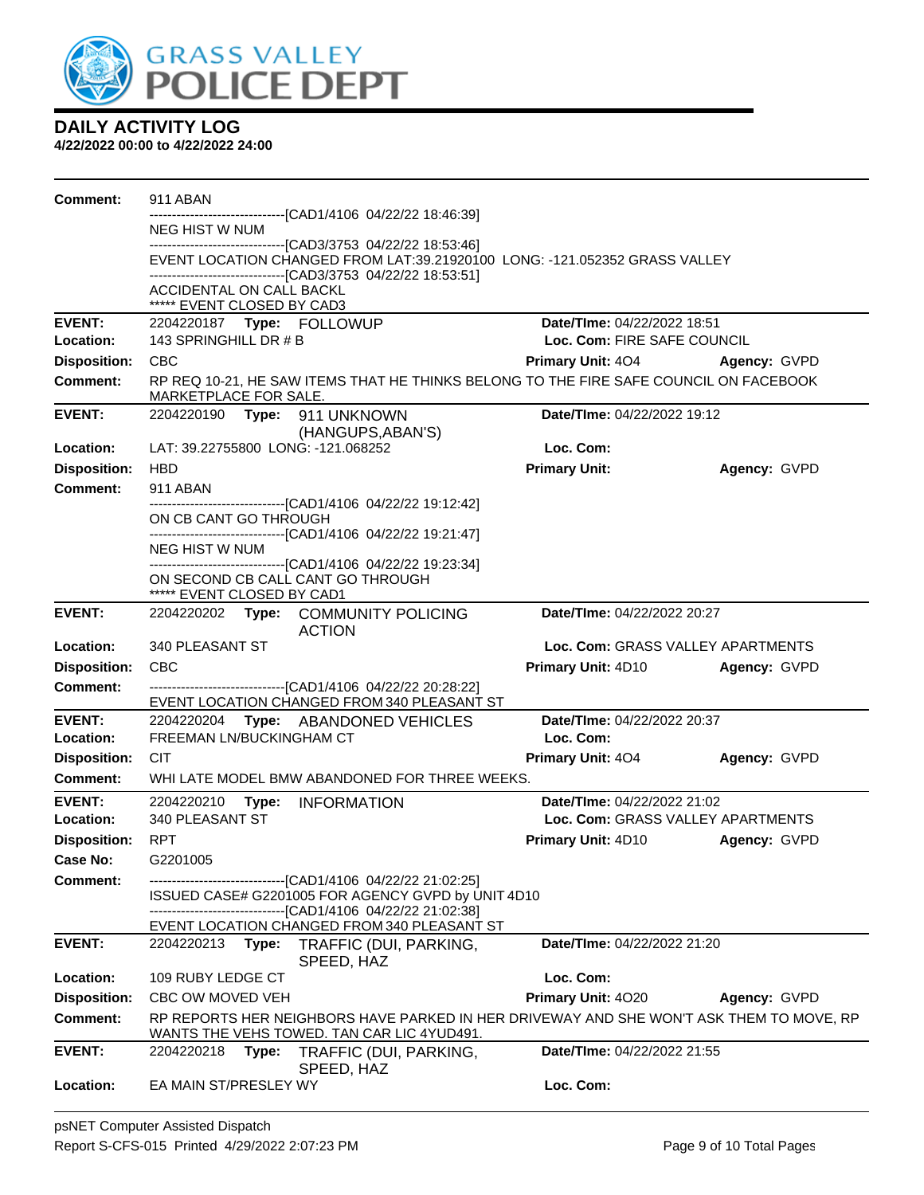# DAILY ACTIVITY LOG

**4/22/2022 00:00 to 4/22/2022 24:00**

**Comment:** 911 ABAN
------------------------------[CAD1/4106 04/22/22 18:46:39]
NEG HIST W NUM
------------------------------[CAD3/3753 04/22/22 18:53:46]
EVENT LOCATION CHANGED FROM LAT:39.21920100 LONG: -121.052352 GRASS VALLEY
------------------------------[CAD3/3753 04/22/22 18:53:51]
ACCIDENTAL ON CALL BACKL
***** EVENT CLOSED BY CAD3

---

**EVENT:** 2204220187 **Type:** FOLLOWUP **Date/TIme:** 04/22/2022 18:51
**Location:** 143 SPRINGHILL DR # B **Loc. Com:** FIRE SAFE COUNCIL
**Disposition:** CBC **Primary Unit:** 4O4 **Agency:** GVPD
**Comment:** RP REQ 10-21, HE SAW ITEMS THAT HE THINKS BELONG TO THE FIRE SAFE COUNCIL ON FACEBOOK MARKETPLACE FOR SALE.

---

**EVENT:** 2204220190 **Type:** 911 UNKNOWN (HANGUPS,ABAN'S) **Date/TIme:** 04/22/2022 19:12
**Location:** LAT: 39.22755800 LONG: -121.068252 **Loc. Com:**
**Disposition:** HBD **Primary Unit:** **Agency:** GVPD
**Comment:** 911 ABAN
------------------------------[CAD1/4106 04/22/22 19:12:42]
ON CB CANT GO THROUGH
------------------------------[CAD1/4106 04/22/22 19:21:47]
NEG HIST W NUM
------------------------------[CAD1/4106 04/22/22 19:23:34]
ON SECOND CB CALL CANT GO THROUGH
***** EVENT CLOSED BY CAD1

---

**EVENT:** 2204220202 **Type:** COMMUNITY POLICING ACTION **Date/TIme:** 04/22/2022 20:27
**Location:** 340 PLEASANT ST **Loc. Com:** GRASS VALLEY APARTMENTS
**Disposition:** CBC **Primary Unit:** 4D10 **Agency:** GVPD
**Comment:** ------------------------------[CAD1/4106 04/22/22 20:28:22]
EVENT LOCATION CHANGED FROM 340 PLEASANT ST

---

**EVENT:** 2204220204 **Type:** ABANDONED VEHICLES **Date/TIme:** 04/22/2022 20:37
**Location:** FREEMAN LN/BUCKINGHAM CT **Loc. Com:**
**Disposition:** CIT **Primary Unit:** 4O4 **Agency:** GVPD
**Comment:** WHI LATE MODEL BMW ABANDONED FOR THREE WEEKS.

---

**EVENT:** 2204220210 **Type:** INFORMATION **Date/TIme:** 04/22/2022 21:02
**Location:** 340 PLEASANT ST **Loc. Com:** GRASS VALLEY APARTMENTS
**Disposition:** RPT **Primary Unit:** 4D10 **Agency:** GVPD
**Case No:** G2201005
**Comment:** ------------------------------[CAD1/4106 04/22/22 21:02:25]
ISSUED CASE# G2201005 FOR AGENCY GVPD by UNIT 4D10
------------------------------[CAD1/4106 04/22/22 21:02:38]
EVENT LOCATION CHANGED FROM 340 PLEASANT ST

---

**EVENT:** 2204220213 **Type:** TRAFFIC (DUI, PARKING, SPEED, HAZ **Date/TIme:** 04/22/2022 21:20
**Location:** 109 RUBY LEDGE CT **Loc. Com:**
**Disposition:** CBC OW MOVED VEH **Primary Unit:** 4O20 **Agency:** GVPD
**Comment:** RP REPORTS HER NEIGHBORS HAVE PARKED IN HER DRIVEWAY AND SHE WON'T ASK THEM TO MOVE, RP WANTS THE VEHS TOWED. TAN CAR LIC 4YUD491.

---

**EVENT:** 2204220218 **Type:** TRAFFIC (DUI, PARKING, SPEED, HAZ **Date/TIme:** 04/22/2022 21:55
**Location:** EA MAIN ST/PRESLEY WY **Loc. Com:**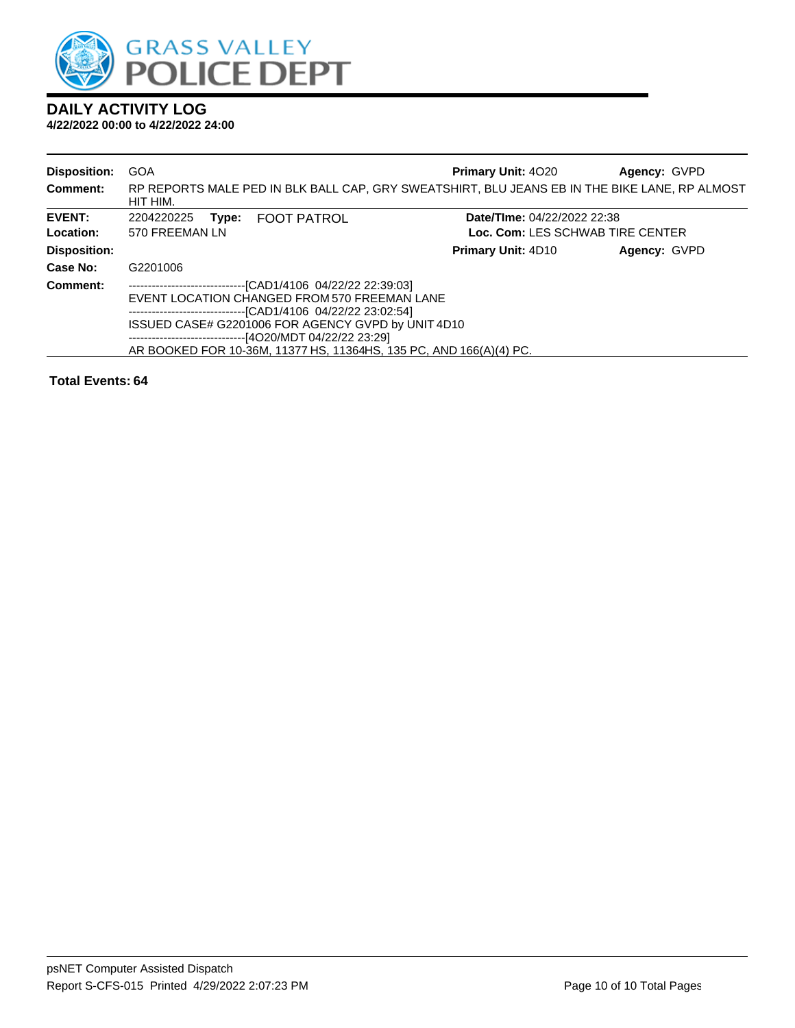**DAILY ACTIVITY LOG**
**4/22/2022 00:00 to 4/22/2022 24:00**

**Disposition:** GOA **Primary Unit:** 4O20 **Agency:** GVPD

**Comment:** RP REPORTS MALE PED IN BLK BALL CAP, GRY SWEATSHIRT, BLU JEANS EB IN THE BIKE LANE, RP ALMOST HIT HIM.

**EVENT:** 2204220225 **Type:** FOOT PATROL **Date/TIme:** 04/22/2022 22:38

**Location:** 570 FREEMAN LN **Loc. Com:** LES SCHWAB TIRE CENTER

**Disposition:** **Primary Unit:** 4D10 **Agency:** GVPD

**Case No:** G2201006

**Comment:**
------------------------------[CAD1/4106 04/22/22 22:39:03]
EVENT LOCATION CHANGED FROM 570 FREEMAN LANE
------------------------------[CAD1/4106 04/22/22 23:02:54]
ISSUED CASE# G2201006 FOR AGENCY GVPD by UNIT 4D10
------------------------------[4O20/MDT 04/22/22 23:29]
AR BOOKED FOR 10-36M, 11377 HS, 11364HS, 135 PC, AND 166(A)(4) PC.

**Total Events: 64**

psNET Computer Assisted Dispatch
Report S-CFS-015 Printed 4/29/2022 2:07:23 PM